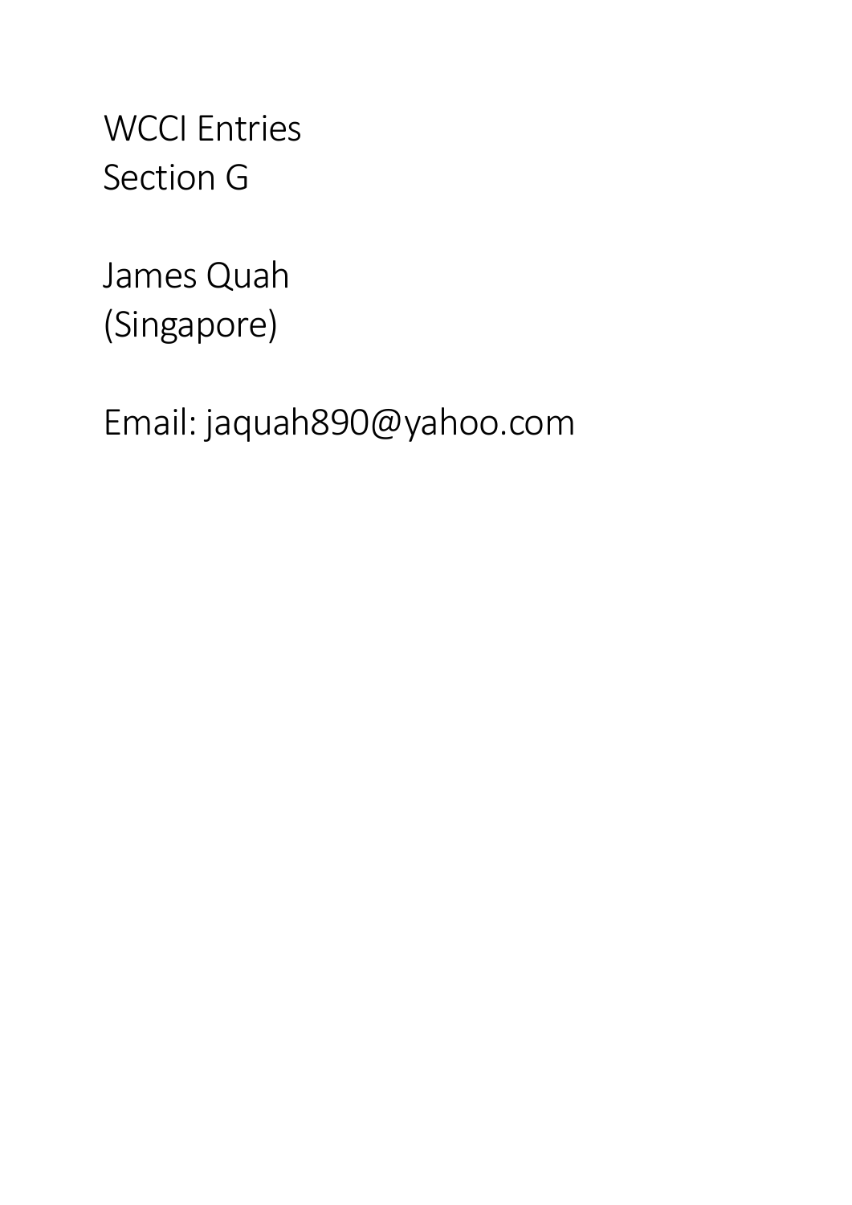WCCI Entries
Section G

James Quah
(Singapore)

Email: jaquah890@yahoo.com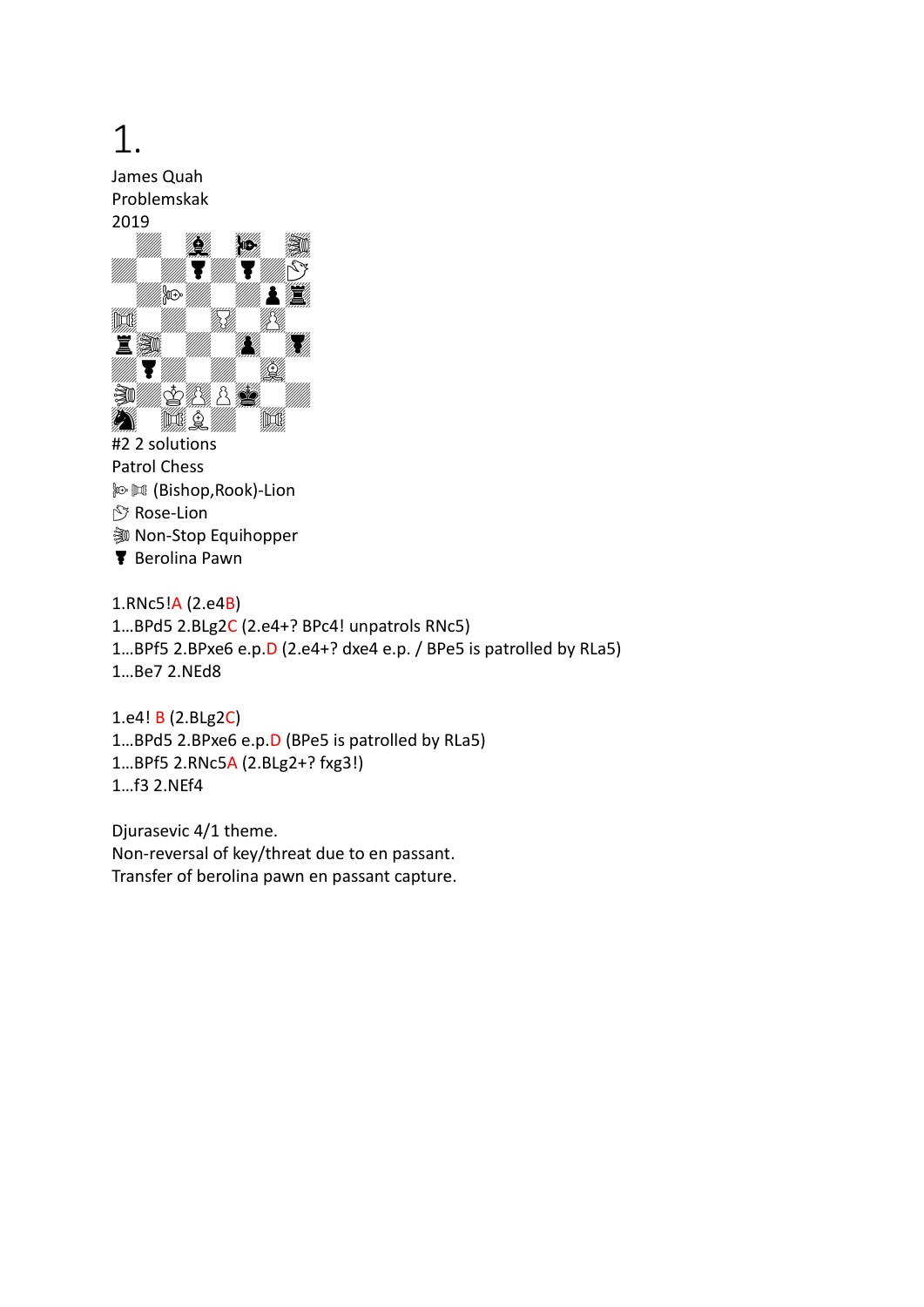# 1.

James Quah
Problemskak
2019

#2 2 solutions
Patrol Chess
(Bishop,Rook)-Lion
Rose-Lion
Non-Stop Equihopper
Berolina Pawn

1.RNc5!A (2.e4B)
1...BPd5 2.BLg2C (2.e4+? BPc4! unpatrols RNc5)
1...BPf5 2.BPxe6 e.p.D (2.e4+? dxe4 e.p. / BPe5 is patrolled by RLa5)
1...Be7 2.NEd8

1.e4! B (2.BLg2C)
1...BPd5 2.BPxe6 e.p.D (BPe5 is patrolled by RLa5)
1...BPf5 2.RNc5A (2.BLg2+? fxg3!)
1...f3 2.NEf4

Djurasevic 4/1 theme.
Non-reversal of key/threat due to en passant.
Transfer of berolina pawn en passant capture.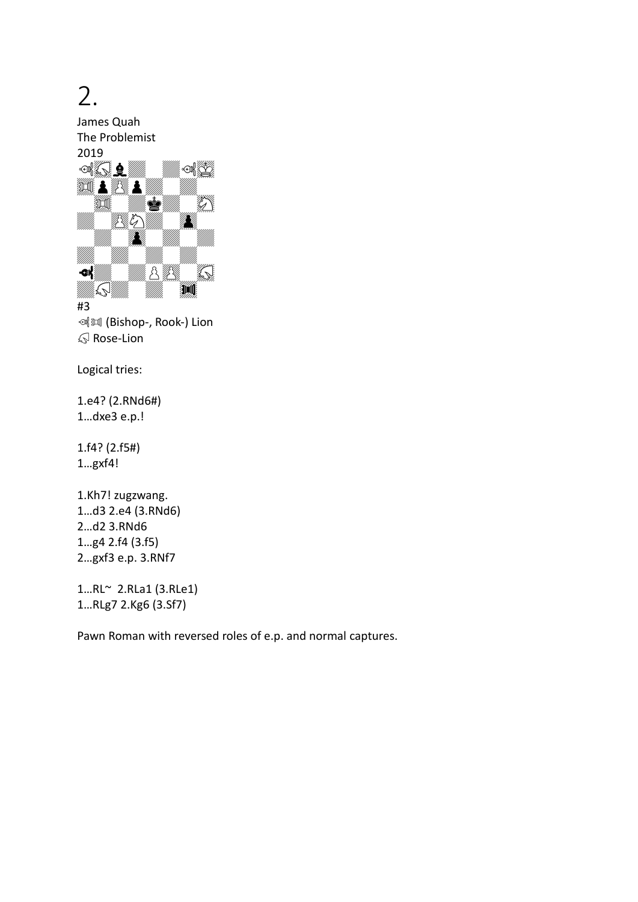# 2.

James Quah
The Problemist
2019

#3

(Bishop-, Rook-) Lion

Rose-Lion

Logical tries:

1.e4? (2.RNd6#)
1…dxe3 e.p.!

1.f4? (2.f5#)
1…gxf4!

1.Kh7! zugzwang.
1…d3 2.e4 (3.RNd6)
2…d2 3.RNd6
1…g4 2.f4 (3.f5)
2…gxf3 e.p. 3.RNf7

1…RL~ 2.RLa1 (3.RLe1)
1…RLg7 2.Kg6 (3.Sf7)

Pawn Roman with reversed roles of e.p. and normal captures.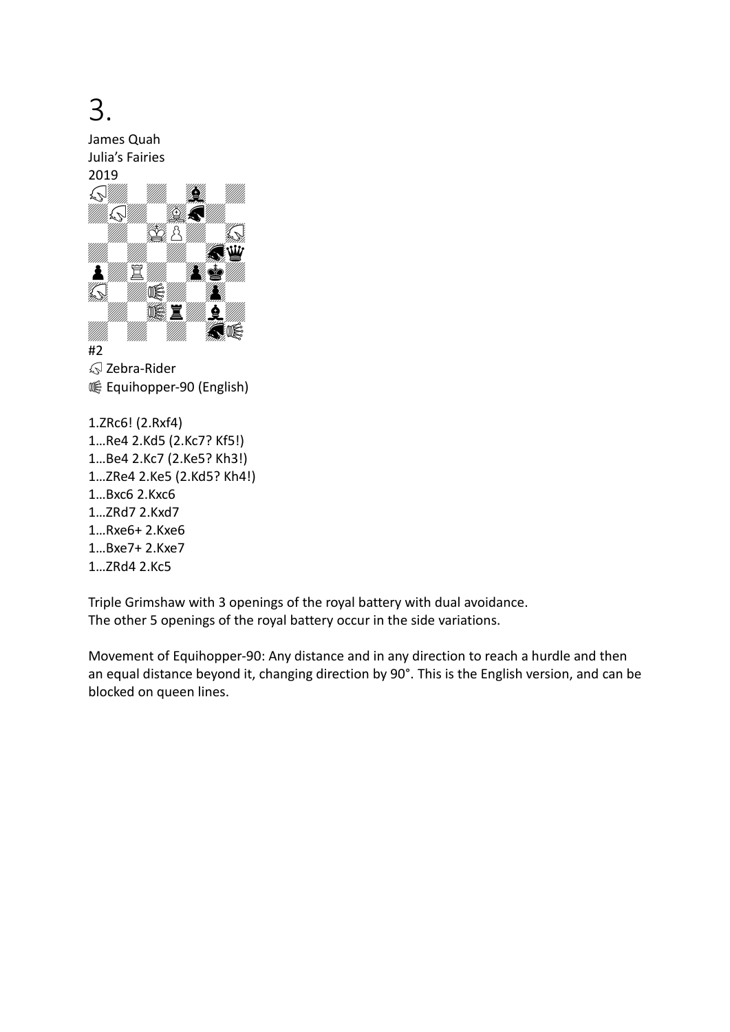# 3.

James Quah
Julia's Fairies
2019

#2
Zebra-Rider
Equihopper-90 (English)

1.ZRc6! (2.Rxf4)
1…Re4 2.Kd5 (2.Kc7? Kf5!)
1…Be4 2.Kc7 (2.Ke5? Kh3!)
1…ZRe4 2.Ke5 (2.Kd5? Kh4!)
1…Bxc6 2.Kxc6
1…ZRd7 2.Kxd7
1…Rxe6+ 2.Kxe6
1…Bxe7+ 2.Kxe7
1…ZRd4 2.Kc5

Triple Grimshaw with 3 openings of the royal battery with dual avoidance.
The other 5 openings of the royal battery occur in the side variations.

Movement of Equihopper-90: Any distance and in any direction to reach a hurdle and then an equal distance beyond it, changing direction by 90°. This is the English version, and can be blocked on queen lines.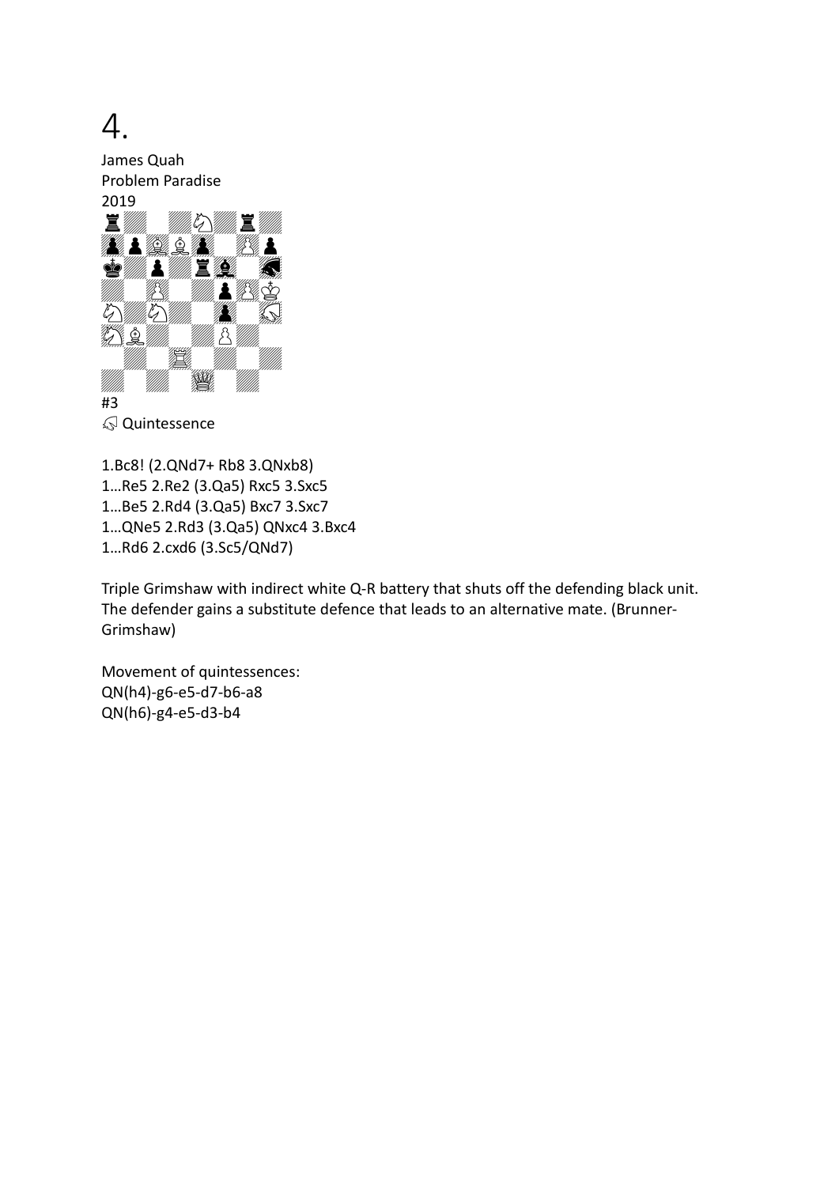# 4.

James Quah
Problem Paradise
2019

#3
♘ Quintessence

1.Bc8! (2.QNd7+ Rb8 3.QNxb8)
1…Re5 2.Re2 (3.Qa5) Rxc5 3.Sxc5
1…Be5 2.Rd4 (3.Qa5) Bxc7 3.Sxc7
1…QNe5 2.Rd3 (3.Qa5) QNxc4 3.Bxc4
1…Rd6 2.cxd6 (3.Sc5/QNd7)

Triple Grimshaw with indirect white Q-R battery that shuts off the defending black unit. The defender gains a substitute defence that leads to an alternative mate. (Brunner-Grimshaw)

Movement of quintessences:
QN(h4)-g6-e5-d7-b6-a8
QN(h6)-g4-e5-d3-b4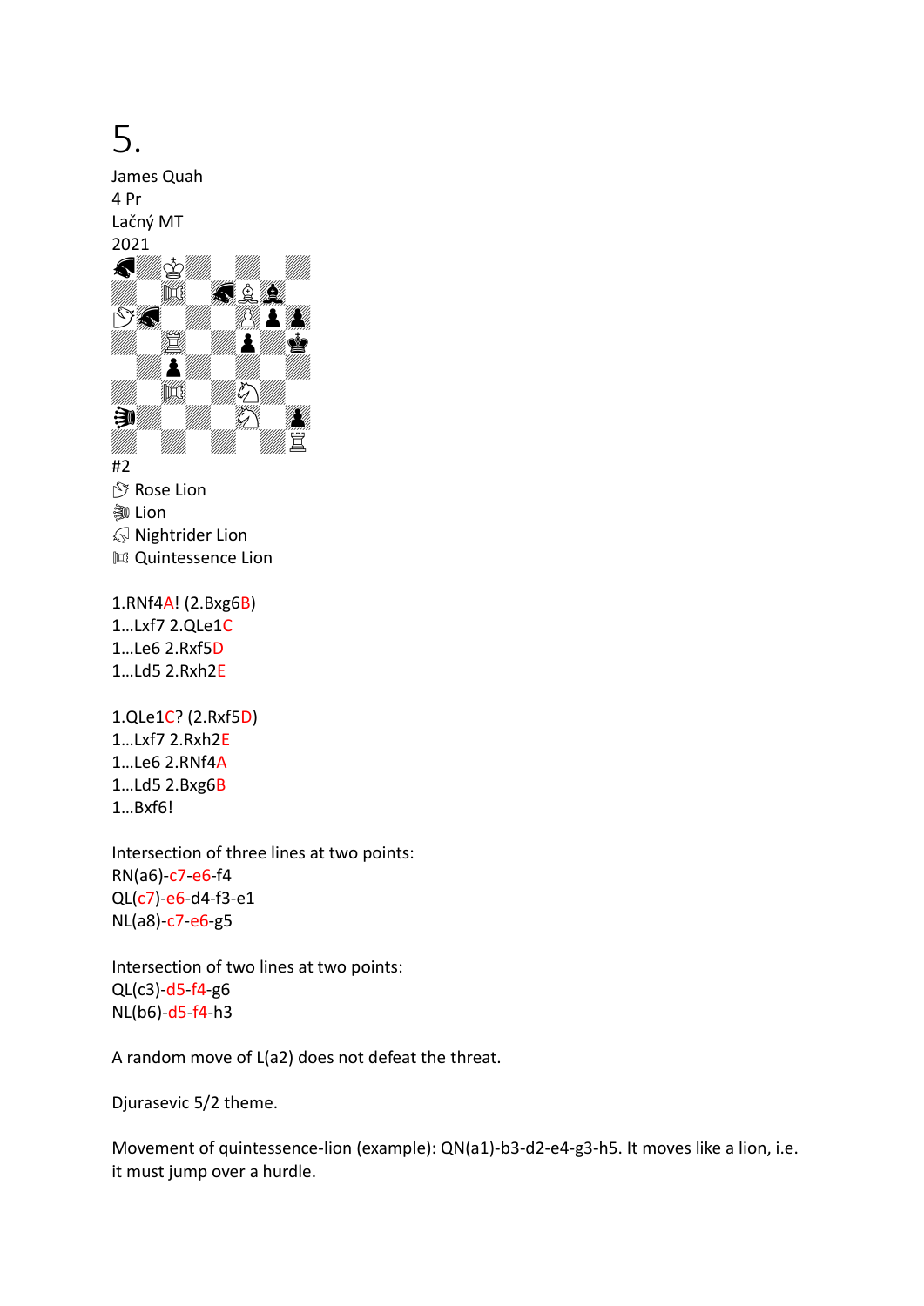# 5.

James Quah
4 Pr
Lačný MT
2021

#2

Rose Lion

Lion

Nightrider Lion

Quintessence Lion

1.RNf4A! (2.Bxg6B)
1...Lxf7 2.QLe1C
1...Le6 2.Rxf5D
1...Ld5 2.Rxh2E

1.QLe1C? (2.Rxf5D)
1...Lxf7 2.Rxh2E
1...Le6 2.RNf4A
1...Ld5 2.Bxg6B
1...Bxf6!

Intersection of three lines at two points:
RN(a6)-c7-e6-f4
QL(c7)-e6-d4-f3-e1
NL(a8)-c7-e6-g5

Intersection of two lines at two points:
QL(c3)-d5-f4-g6
NL(b6)-d5-f4-h3

A random move of L(a2) does not defeat the threat.

Djurasevic 5/2 theme.

Movement of quintessence-lion (example): QN(a1)-b3-d2-e4-g3-h5. It moves like a lion, i.e. it must jump over a hurdle.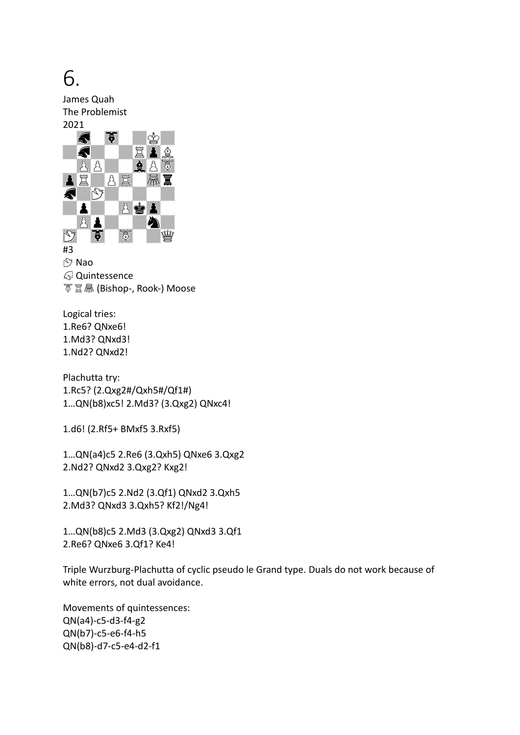# 6.

James Quah
The Problemist
2021

#3

Nao

Quintessence

(Bishop-, Rook-) Moose

Logical tries:
1.Re6? QNxe6!
1.Md3? QNxd3!
1.Nd2? QNxd2!

Plachutta try:
1.Rc5? (2.Qxg2#/Qxh5#/Qf1#)
1…QN(b8)xc5! 2.Md3? (3.Qxg2) QNxc4!

1.d6! (2.Rf5+ BMxf5 3.Rxf5)

1…QN(a4)c5 2.Re6 (3.Qxh5) QNxe6 3.Qxg2
2.Nd2? QNxd2 3.Qxg2? Kxg2!

1…QN(b7)c5 2.Nd2 (3.Qf1) QNxd2 3.Qxh5
2.Md3? QNxd3 3.Qxh5? Kf2!/Ng4!

1…QN(b8)c5 2.Md3 (3.Qxg2) QNxd3 3.Qf1
2.Re6? QNxe6 3.Qf1? Ke4!

Triple Wurzburg-Plachutta of cyclic pseudo le Grand type. Duals do not work because of white errors, not dual avoidance.

Movements of quintessences:
QN(a4)-c5-d3-f4-g2
QN(b7)-c5-e6-f4-h5
QN(b8)-d7-c5-e4-d2-f1